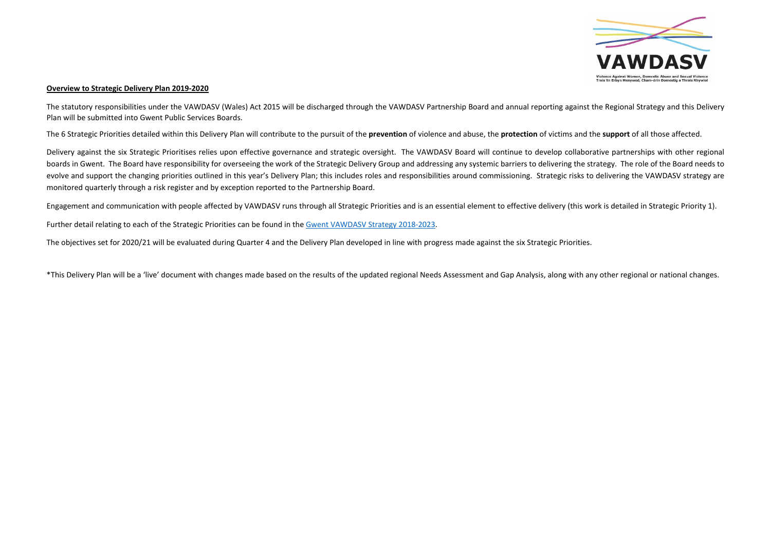**Overview to Strategic Delivery Plan 2019-2020**

The statutory responsibilities under the VAWDASV (Wales) Act 2015 will be discharged through the VAWDASV Partnership Board and annual reporting against the Regional Strategy and this Delivery Plan will be submitted into Gwent Public Services Boards.

The 6 Strategic Priorities detailed within this Delivery Plan will contribute to the pursuit of the **prevention** of violence and abuse, the **protection** of victims and the **support** of all those affected.

Delivery against the six Strategic Prioritises relies upon effective governance and strategic oversight. The VAWDASV Board will continue to develop collaborative partnerships with other regional boards in Gwent. The Board have responsibility for overseeing the work of the Strategic Delivery Group and addressing any systemic barriers to delivering the strategy. The role of the Board needs to evolve and support the changing priorities outlined in this year's Delivery Plan; this includes roles and responsibilities around commissioning. Strategic risks to delivering the VAWDASV strategy are monitored quarterly through a risk register and by exception reported to the Partnership Board.

Engagement and communication with people affected by VAWDASV runs through all Strategic Priorities and is an essential element to effective delivery (this work is detailed in Strategic Priority 1).

Further detail relating to each of the Strategic Priorities can be found in the Gwent VAWDASV Strategy 2018-2023.

The objectives set for 2020/21 will be evaluated during Quarter 4 and the Delivery Plan developed in line with progress made against the six Strategic Priorities.

*This Delivery Plan will be a 'live' document with changes made based on the results of the updated regional Needs Assessment and Gap Analysis, along with any other regional or national changes.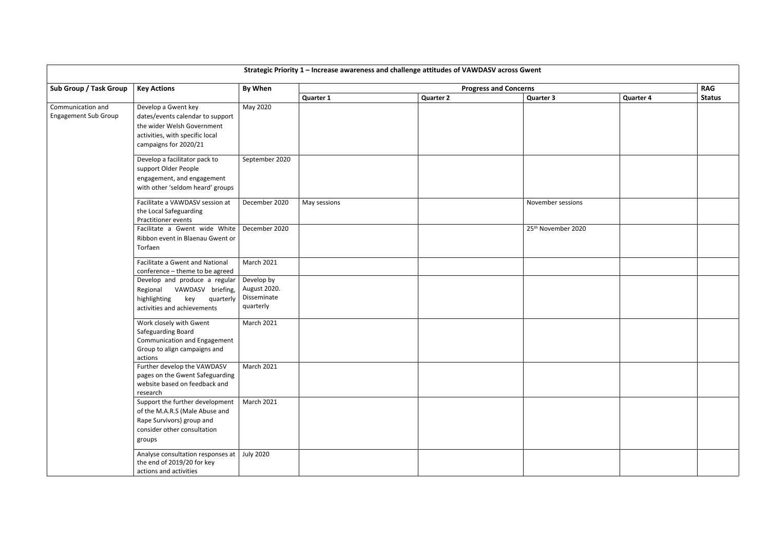| Strategic Priority 1 – Increase awareness and challenge attitudes of VAWDASV across Gwent | | | | | | | |
|---|---|---|---|---|---|---|---|
| **Sub Group / Task Group** | **Key Actions** | **By When** | **Progress and Concerns** | | | | **RAG Status** |
| | | | **Quarter 1** | **Quarter 2** | **Quarter 3** | **Quarter 4** | |
| Communication and Engagement Sub Group | Develop a Gwent key dates/events calendar to support the wider Welsh Government activities, with specific local campaigns for 2020/21 | May 2020 | | | | | |
| | Develop a facilitator pack to support Older People engagement, and engagement with other 'seldom heard' groups | September 2020 | | | | | |
| | Facilitate a VAWDASV session at the Local Safeguarding Practitioner events | December 2020 | May sessions | | November sessions | | |
| | Facilitate a Gwent wide White Ribbon event in Blaenau Gwent or Torfaen | December 2020 | | | 25th November 2020 | | |
| | Facilitate a Gwent and National conference – theme to be agreed | March 2021 | | | | | |
| | Develop and produce a regular Regional VAWDASV briefing, highlighting key quarterly activities and achievements | Develop by August 2020. Disseminate quarterly | | | | | |
| | Work closely with Gwent Safeguarding Board Communication and Engagement Group to align campaigns and actions | March 2021 | | | | | |
| | Further develop the VAWDASV pages on the Gwent Safeguarding website based on feedback and research | March 2021 | | | | | |
| | Support the further development of the M.A.R.S (Male Abuse and Rape Survivors) group and consider other consultation groups | March 2021 | | | | | |
| | Analyse consultation responses at the end of 2019/20 for key actions and activities | July 2020 | | | | | |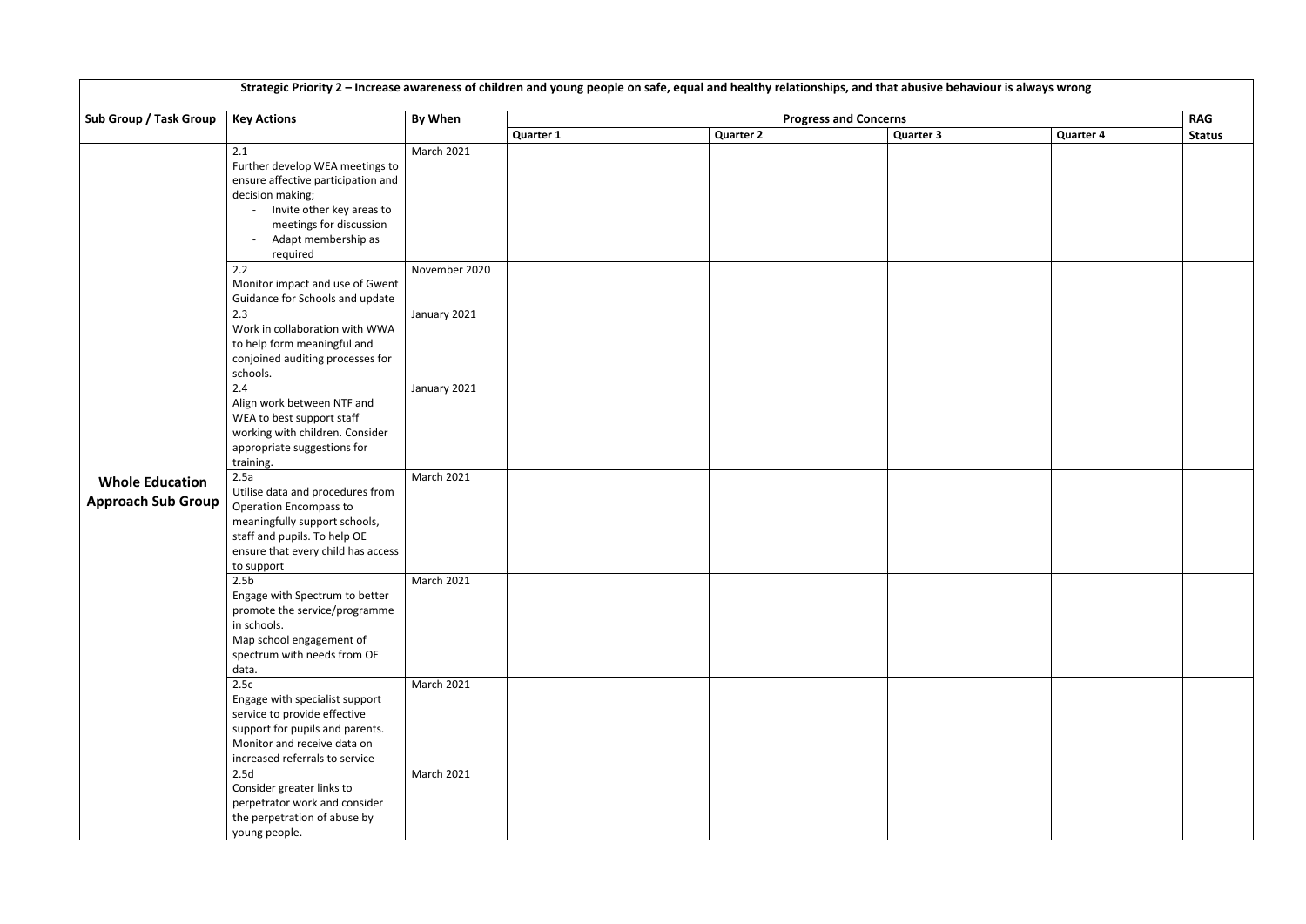| Strategic Priority 2 – Increase awareness of children and young people on safe, equal and healthy relationships, and that abusive behaviour is always wrong | | | | | | | |
|---|---|---|---|---|---|---|---|
| **Sub Group / Task Group** | **Key Actions** | **By When** | **Progress and Concerns** | | | | **RAG Status** |
| | | | **Quarter 1** | **Quarter 2** | **Quarter 3** | **Quarter 4** | |
| **Whole Education Approach Sub Group** | 2.1<br>Further develop WEA meetings to ensure affective participation and decision making;<br>- Invite other key areas to meetings for discussion<br>- Adapt membership as required | March 2021 | | | | | |
| | 2.2<br>Monitor impact and use of Gwent Guidance for Schools and update | November 2020 | | | | | |
| | 2.3<br>Work in collaboration with WWA to help form meaningful and conjoined auditing processes for schools. | January 2021 | | | | | |
| | 2.4<br>Align work between NTF and WEA to best support staff working with children. Consider appropriate suggestions for training. | January 2021 | | | | | |
| | 2.5a<br>Utilise data and procedures from Operation Encompass to meaningfully support schools, staff and pupils. To help OE ensure that every child has access to support | March 2021 | | | | | |
| | 2.5b<br>Engage with Spectrum to better promote the service/programme in schools.<br>Map school engagement of spectrum with needs from OE data. | March 2021 | | | | | |
| | 2.5c<br>Engage with specialist support service to provide effective support for pupils and parents.<br>Monitor and receive data on increased referrals to service | March 2021 | | | | | |
| | 2.5d<br>Consider greater links to perpetrator work and consider the perpetration of abuse by young people. | March 2021 | | | | | |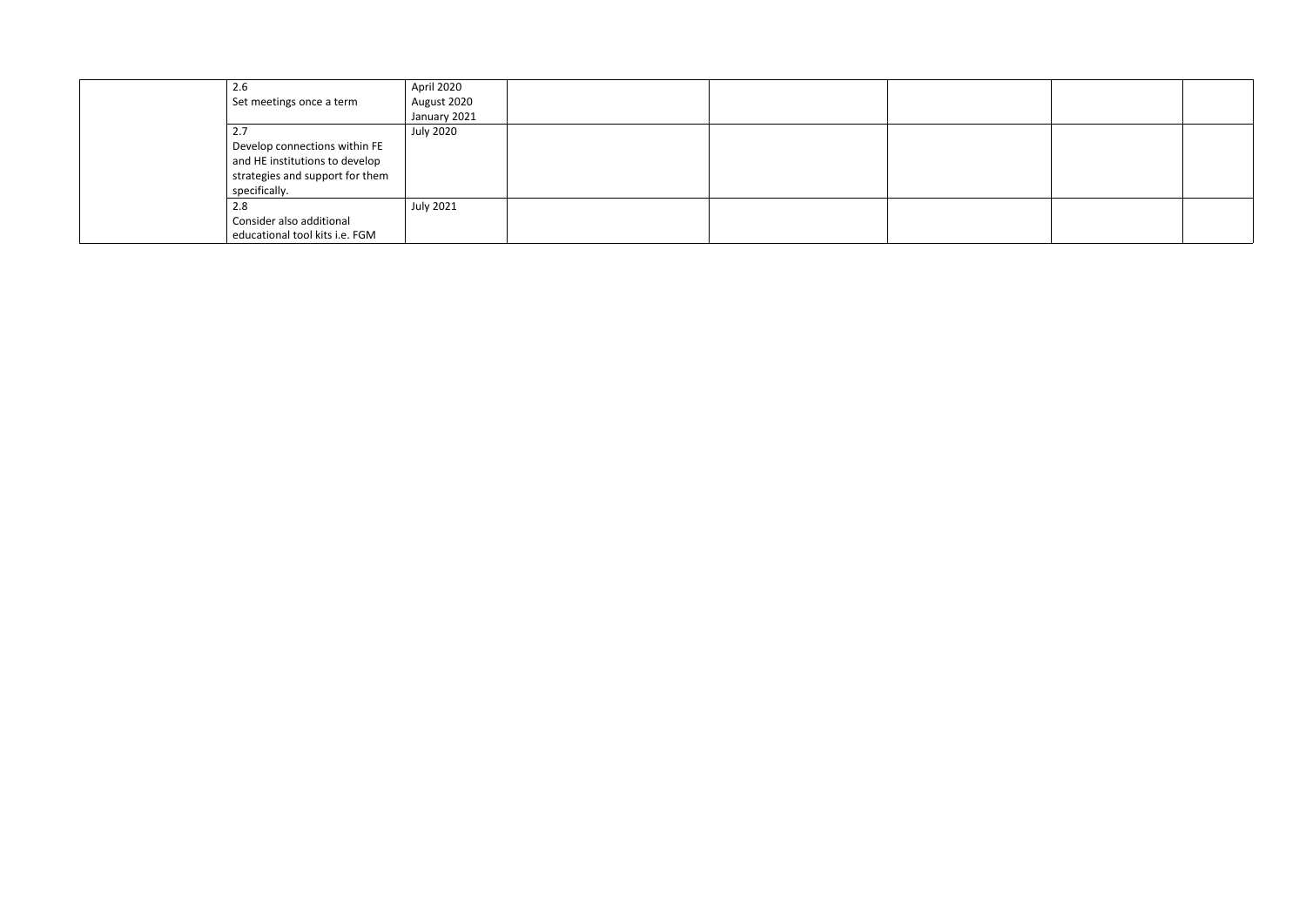| | | | | | | | |
|---|---|---|---|---|---|---|---|
| | 2.6<br>Set meetings once a term | April 2020<br>August 2020<br>January 2021 | | | | | |
| | 2.7<br>Develop connections within FE and HE institutions to develop strategies and support for them specifically. | July 2020 | | | | | |
| | 2.8<br>Consider also additional educational tool kits i.e. FGM | July 2021 | | | | | |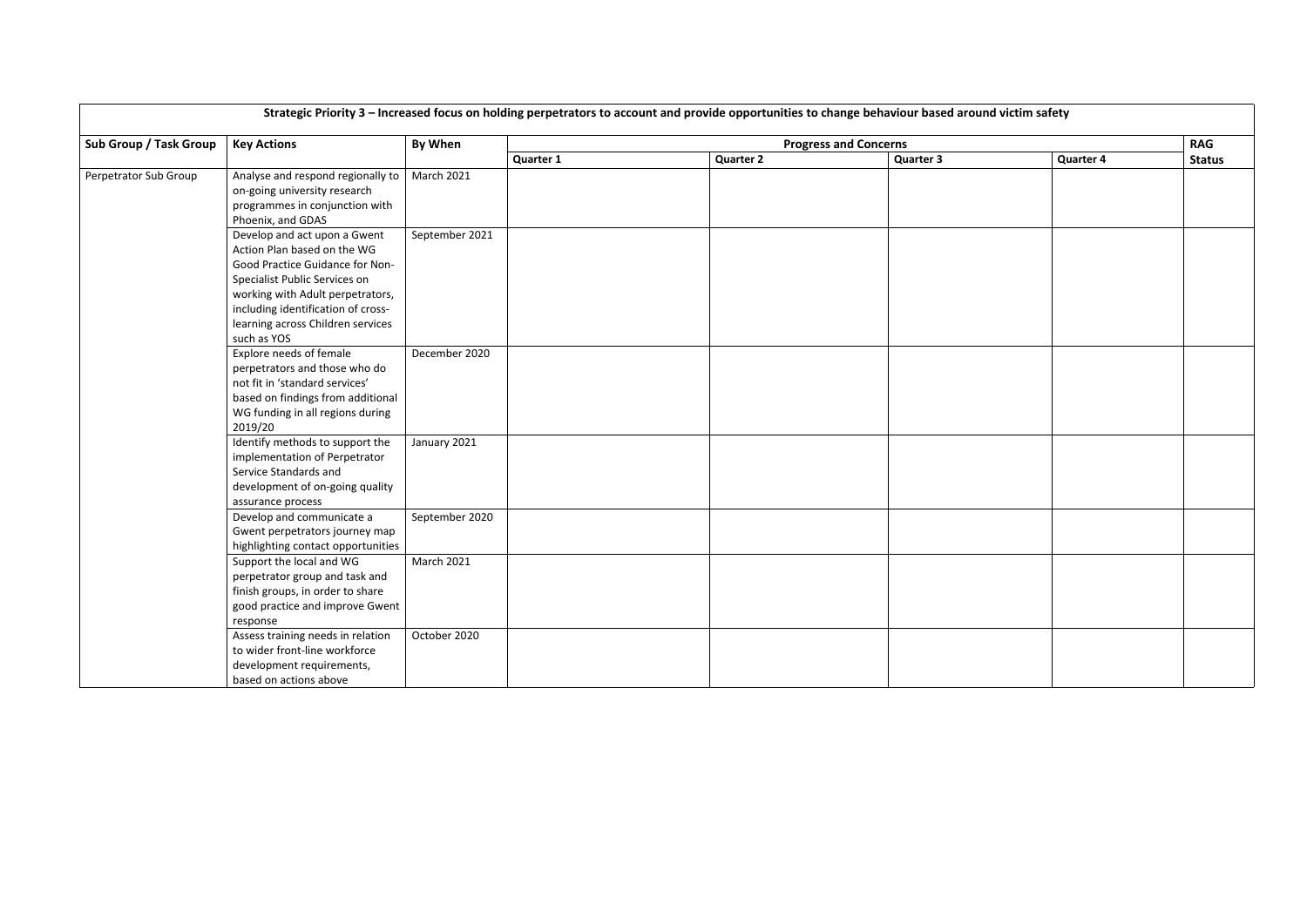| Strategic Priority 3 – Increased focus on holding perpetrators to account and provide opportunities to change behaviour based around victim safety | | | | | | | |
|---|---|---|---|---|---|---|---|
| **Sub Group / Task Group** | **Key Actions** | **By When** | **Progress and Concerns** | | | | **RAG Status** |
| | | | **Quarter 1** | **Quarter 2** | **Quarter 3** | **Quarter 4** | |
| Perpetrator Sub Group | Analyse and respond regionally to on-going university research programmes in conjunction with Phoenix, and GDAS | March 2021 | | | | | |
| | Develop and act upon a Gwent Action Plan based on the WG Good Practice Guidance for Non-Specialist Public Services on working with Adult perpetrators, including identification of cross-learning across Children services such as YOS | September 2021 | | | | | |
| | Explore needs of female perpetrators and those who do not fit in 'standard services' based on findings from additional WG funding in all regions during 2019/20 | December 2020 | | | | | |
| | Identify methods to support the implementation of Perpetrator Service Standards and development of on-going quality assurance process | January 2021 | | | | | |
| | Develop and communicate a Gwent perpetrators journey map highlighting contact opportunities | September 2020 | | | | | |
| | Support the local and WG perpetrator group and task and finish groups, in order to share good practice and improve Gwent response | March 2021 | | | | | |
| | Assess training needs in relation to wider front-line workforce development requirements, based on actions above | October 2020 | | | | | |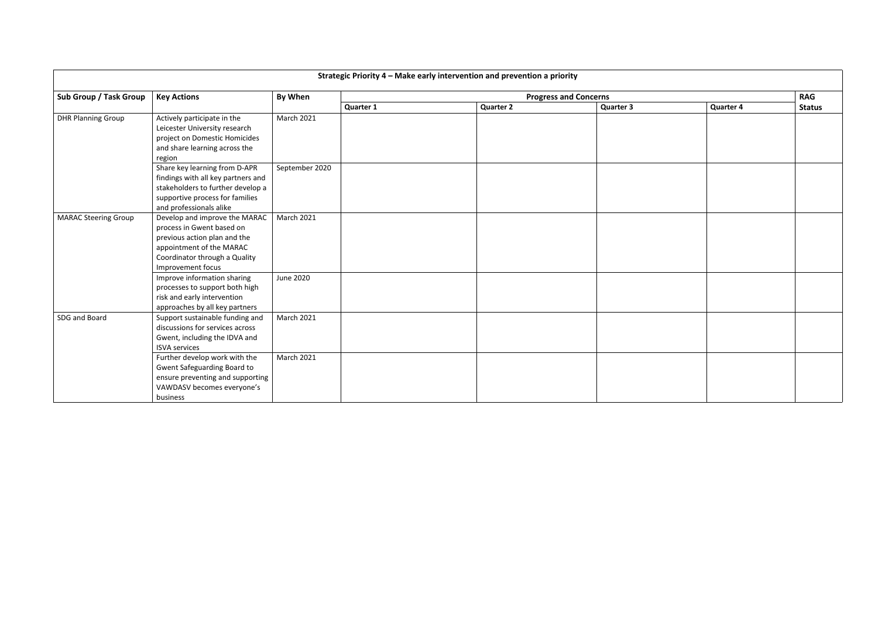| Strategic Priority 4 – Make early intervention and prevention a priority | | | | | | | |
|---|---|---|---|---|---|---|---|
| **Sub Group / Task Group** | **Key Actions** | **By When** | **Progress and Concerns** | | | | **RAG Status** |
| | | | **Quarter 1** | **Quarter 2** | **Quarter 3** | **Quarter 4** | |
| DHR Planning Group | Actively participate in the Leicester University research project on Domestic Homicides and share learning across the region | March 2021 | | | | | |
| | Share key learning from D-APR findings with all key partners and stakeholders to further develop a supportive process for families and professionals alike | September 2020 | | | | | |
| MARAC Steering Group | Develop and improve the MARAC process in Gwent based on previous action plan and the appointment of the MARAC Coordinator through a Quality Improvement focus | March 2021 | | | | | |
| | Improve information sharing processes to support both high risk and early intervention approaches by all key partners | June 2020 | | | | | |
| SDG and Board | Support sustainable funding and discussions for services across Gwent, including the IDVA and ISVA services | March 2021 | | | | | |
| | Further develop work with the Gwent Safeguarding Board to ensure preventing and supporting VAWDASV becomes everyone's business | March 2021 | | | | | |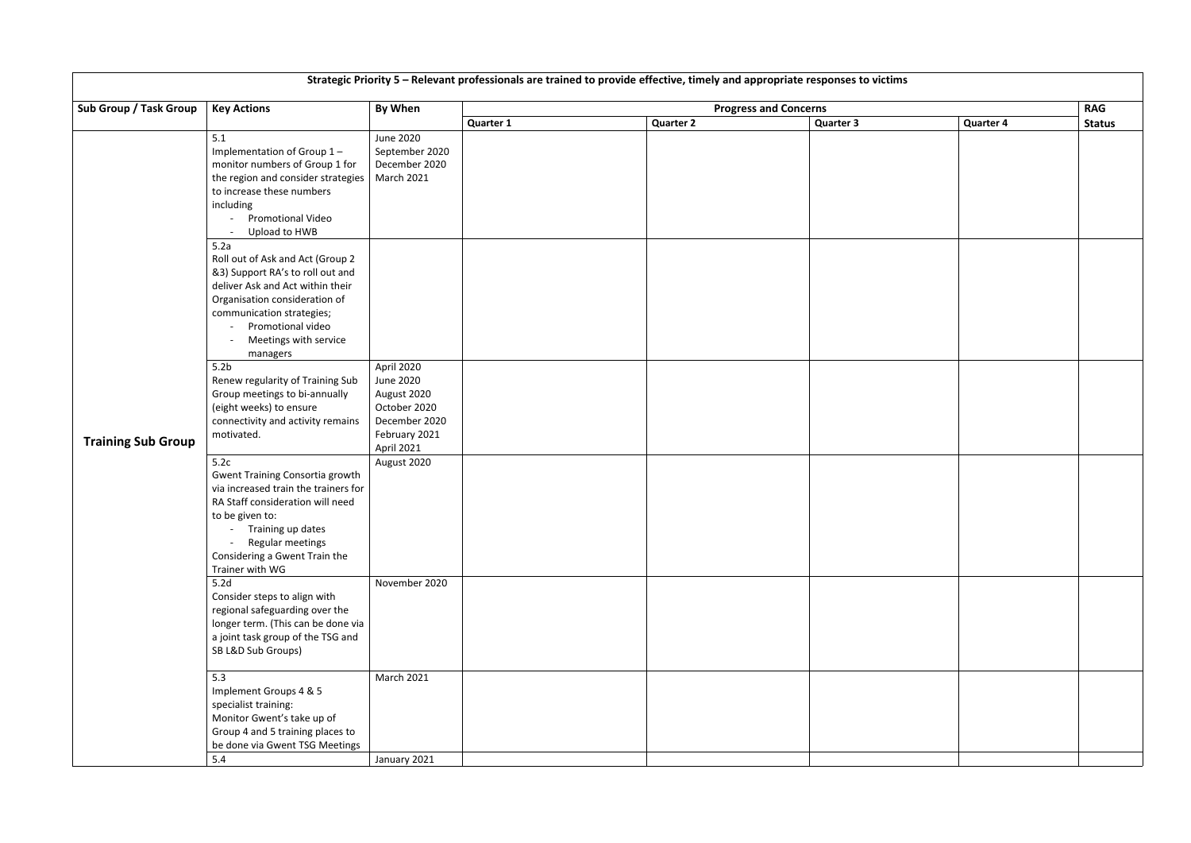| Strategic Priority 5 – Relevant professionals are trained to provide effective, timely and appropriate responses to victims | | | | | | | |
|---|---|---|---|---|---|---|---|
| **Sub Group / Task Group** | **Key Actions** | **By When** | **Progress and Concerns** | | | | **RAG Status** |
| | | | **Quarter 1** | **Quarter 2** | **Quarter 3** | **Quarter 4** | |
| **Training Sub Group** | 5.1<br>Implementation of Group 1 – monitor numbers of Group 1 for the region and consider strategies to increase these numbers including<br>- Promotional Video<br>- Upload to HWB | June 2020<br>September 2020<br>December 2020<br>March 2021 | | | | | |
| | 5.2a<br>Roll out of Ask and Act (Group 2 &3) Support RA's to roll out and deliver Ask and Act within their Organisation consideration of communication strategies;<br>- Promotional video<br>- Meetings with service managers | | | | | | |
| | 5.2b<br>Renew regularity of Training Sub Group meetings to bi-annually (eight weeks) to ensure connectivity and activity remains motivated. | April 2020<br>June 2020<br>August 2020<br>October 2020<br>December 2020<br>February 2021<br>April 2021 | | | | | |
| | 5.2c<br>Gwent Training Consortia growth via increased train the trainers for RA Staff consideration will need to be given to:<br>- Training up dates<br>- Regular meetings<br>Considering a Gwent Train the Trainer with WG | August 2020 | | | | | |
| | 5.2d<br>Consider steps to align with regional safeguarding over the longer term. (This can be done via a joint task group of the TSG and SB L&D Sub Groups) | November 2020 | | | | | |
| | 5.3<br>Implement Groups 4 & 5 specialist training:<br>Monitor Gwent's take up of Group 4 and 5 training places to be done via Gwent TSG Meetings | March 2021 | | | | | |
| | 5.4 | January 2021 | | | | | |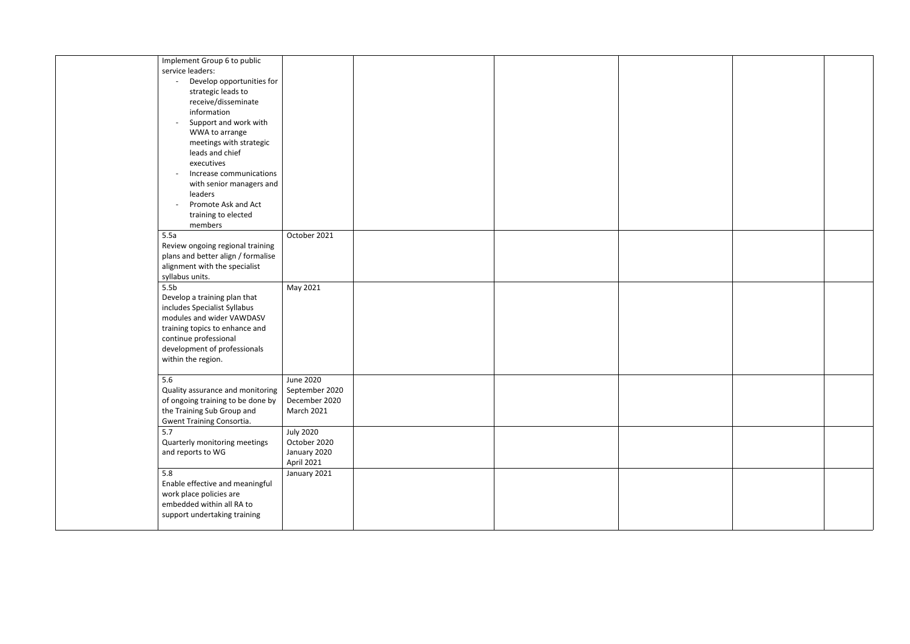| | | | | | | | |
|---|---|---|---|---|---|---|---|
| | Implement Group 6 to public service leaders:<br>- Develop opportunities for strategic leads to receive/disseminate information<br>- Support and work with WWA to arrange meetings with strategic leads and chief executives<br>- Increase communications with senior managers and leaders<br>- Promote Ask and Act training to elected members | | | | | | |
| | 5.5a<br>Review ongoing regional training plans and better align / formalise alignment with the specialist syllabus units. | October 2021 | | | | | |
| | 5.5b<br>Develop a training plan that includes Specialist Syllabus modules and wider VAWDASV training topics to enhance and continue professional development of professionals within the region. | May 2021 | | | | | |
| | 5.6<br>Quality assurance and monitoring of ongoing training to be done by the Training Sub Group and Gwent Training Consortia. | June 2020<br>September 2020<br>December 2020<br>March 2021 | | | | | |
| | 5.7<br>Quarterly monitoring meetings and reports to WG | July 2020<br>October 2020<br>January 2020<br>April 2021 | | | | | |
| | 5.8<br>Enable effective and meaningful work place policies are embedded within all RA to support undertaking training | January 2021 | | | | | |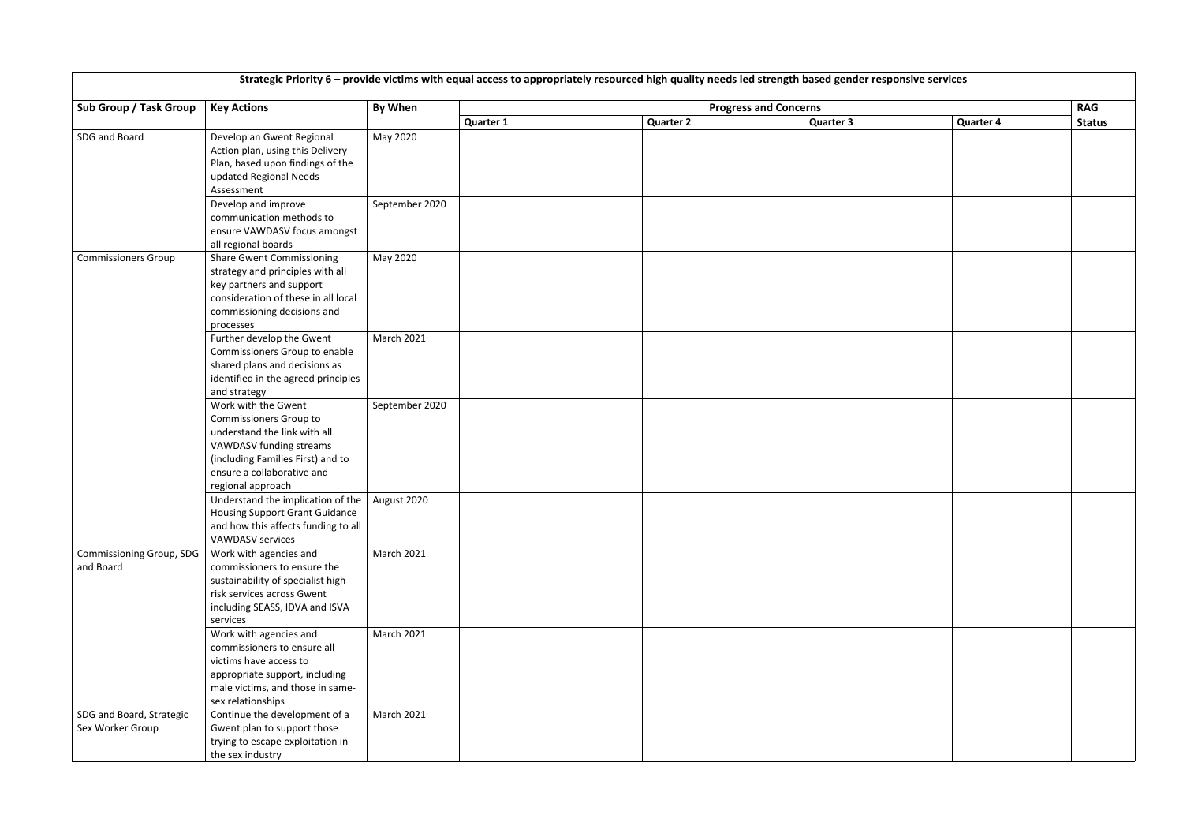| Strategic Priority 6 – provide victims with equal access to appropriately resourced high quality needs led strength based gender responsive services | | | | | | | |
|---|---|---|---|---|---|---|---|
| **Sub Group / Task Group** | **Key Actions** | **By When** | **Progress and Concerns** | | | | **RAG Status** |
| | | | **Quarter 1** | **Quarter 2** | **Quarter 3** | **Quarter 4** | |
| SDG and Board | Develop an Gwent Regional Action plan, using this Delivery Plan, based upon findings of the updated Regional Needs Assessment | May 2020 | | | | | |
| | Develop and improve communication methods to ensure VAWDASV focus amongst all regional boards | September 2020 | | | | | |
| Commissioners Group | Share Gwent Commissioning strategy and principles with all key partners and support consideration of these in all local commissioning decisions and processes | May 2020 | | | | | |
| | Further develop the Gwent Commissioners Group to enable shared plans and decisions as identified in the agreed principles and strategy | March 2021 | | | | | |
| | Work with the Gwent Commissioners Group to understand the link with all VAWDASV funding streams (including Families First) and to ensure a collaborative and regional approach | September 2020 | | | | | |
| | Understand the implication of the Housing Support Grant Guidance and how this affects funding to all VAWDASV services | August 2020 | | | | | |
| Commissioning Group, SDG and Board | Work with agencies and commissioners to ensure the sustainability of specialist high risk services across Gwent including SEASS, IDVA and ISVA services | March 2021 | | | | | |
| | Work with agencies and commissioners to ensure all victims have access to appropriate support, including male victims, and those in same-sex relationships | March 2021 | | | | | |
| SDG and Board, Strategic Sex Worker Group | Continue the development of a Gwent plan to support those trying to escape exploitation in the sex industry | March 2021 | | | | | |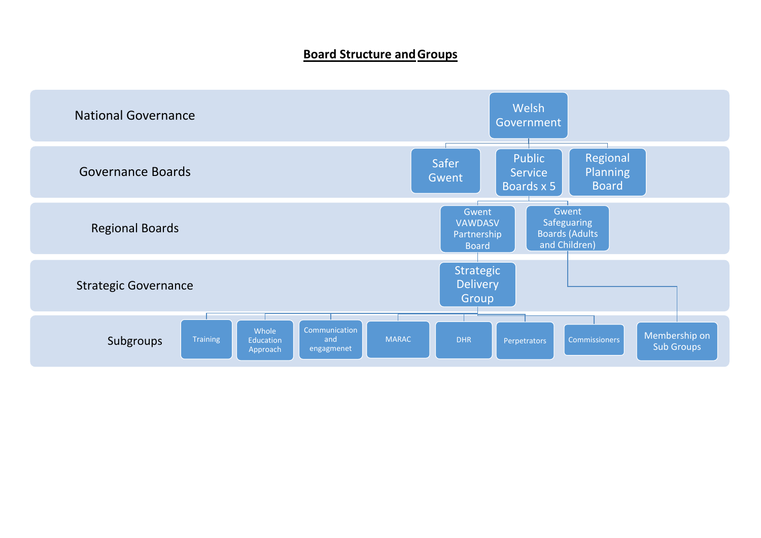# Board Structure and Groups

**National Governance**

- Welsh Government

**Governance Boards**

- Safer Gwent
- Public Service Boards x 5
- Regional Planning Board

**Regional Boards**

- Gwent VAWDASV Partnership Board
- Gwent Safeguaring Boards (Adults and Children)

**Strategic Governance**

- Strategic Delivery Group

**Subgroups**

- Training
- Whole Education Approach
- Communication and engagmenet
- MARAC
- DHR
- Perpetrators
- Commissioners
- Membership on Sub Groups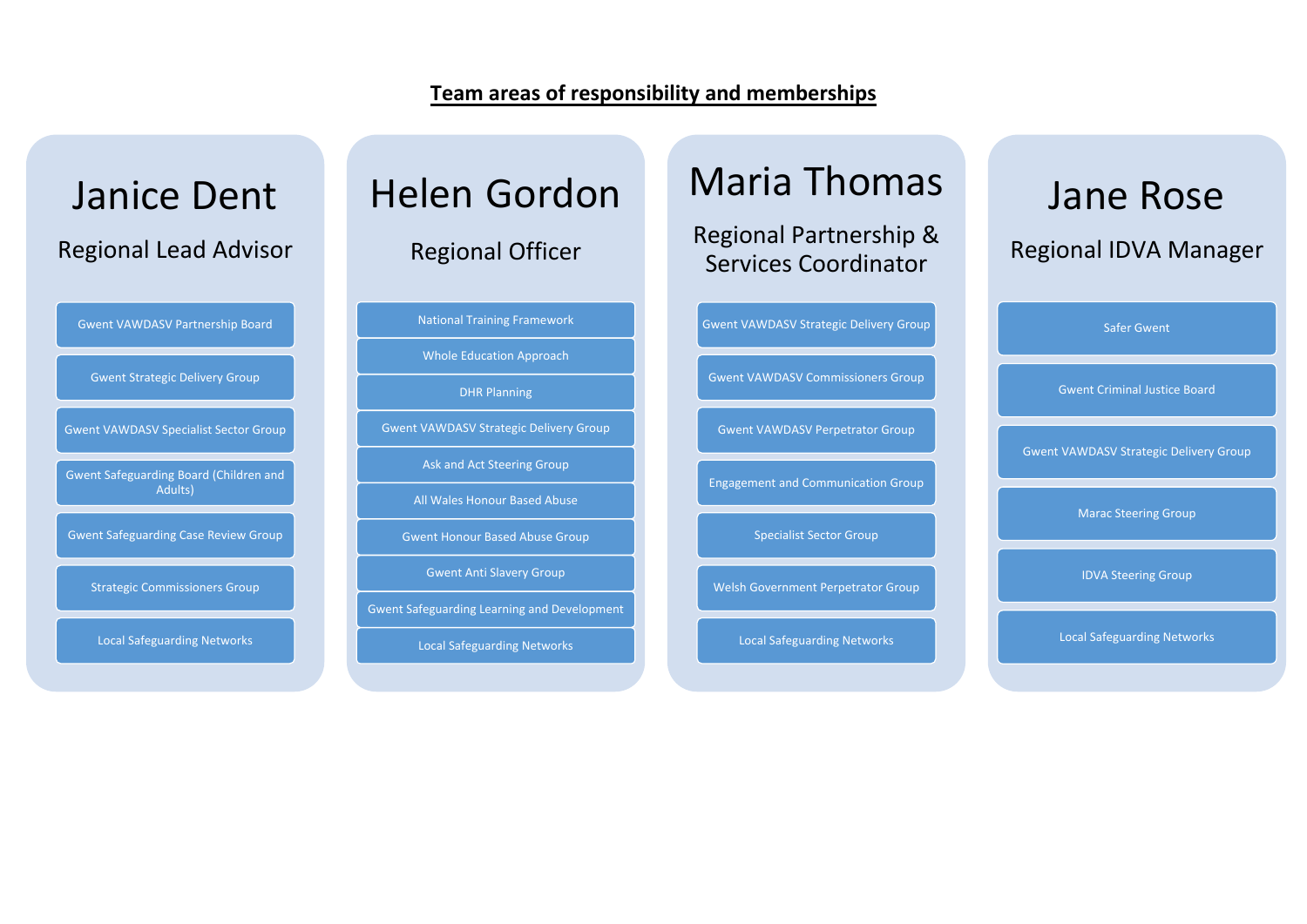# Team areas of responsibility and memberships

## Janice Dent

### Regional Lead Advisor

- Gwent VAWDASV Partnership Board
- Gwent Strategic Delivery Group
- Gwent VAWDASV Specialist Sector Group
- Gwent Safeguarding Board (Children and Adults)
- Gwent Safeguarding Case Review Group
- Strategic Commissioners Group
- Local Safeguarding Networks

## Helen Gordon

### Regional Officer

- National Training Framework
- Whole Education Approach
- DHR Planning
- Gwent VAWDASV Strategic Delivery Group
- Ask and Act Steering Group
- All Wales Honour Based Abuse
- Gwent Honour Based Abuse Group
- Gwent Anti Slavery Group
- Gwent Safeguarding Learning and Development
- Local Safeguarding Networks

## Maria Thomas

### Regional Partnership & Services Coordinator

- Gwent VAWDASV Strategic Delivery Group
- Gwent VAWDASV Commissioners Group
- Gwent VAWDASV Perpetrator Group
- Engagement and Communication Group
- Specialist Sector Group
- Welsh Government Perpetrator Group
- Local Safeguarding Networks

## Jane Rose

### Regional IDVA Manager

- Safer Gwent
- Gwent Criminal Justice Board
- Gwent VAWDASV Strategic Delivery Group
- Marac Steering Group
- IDVA Steering Group
- Local Safeguarding Networks